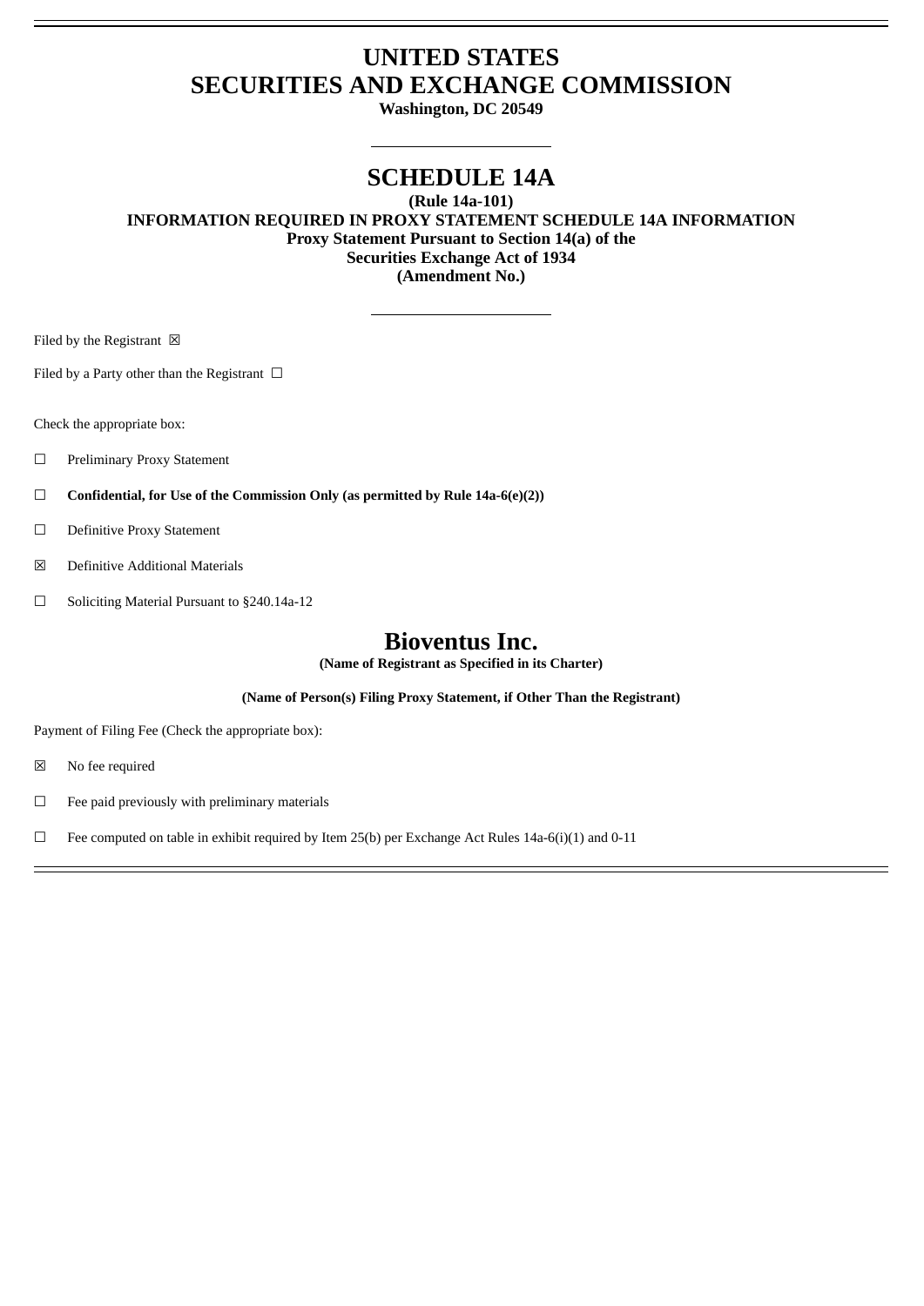# UNITED STATES
# SECURITIES AND EXCHANGE COMMISSION

**Washington, DC 20549**

---

# SCHEDULE 14A

**(Rule 14a-101)**
**INFORMATION REQUIRED IN PROXY STATEMENT SCHEDULE 14A INFORMATION**
**Proxy Statement Pursuant to Section 14(a) of the**
**Securities Exchange Act of 1934**
**(Amendment No.)**

---

Filed by the Registrant ☒

Filed by a Party other than the Registrant ☐

Check the appropriate box:

☐ Preliminary Proxy Statement

☐ **Confidential, for Use of the Commission Only (as permitted by Rule 14a-6(e)(2))**

☐ Definitive Proxy Statement

☒ Definitive Additional Materials

☐ Soliciting Material Pursuant to §240.14a-12

# Bioventus Inc.

**(Name of Registrant as Specified in its Charter)**

**(Name of Person(s) Filing Proxy Statement, if Other Than the Registrant)**

Payment of Filing Fee (Check the appropriate box):

☒ No fee required

☐ Fee paid previously with preliminary materials

☐ Fee computed on table in exhibit required by Item 25(b) per Exchange Act Rules 14a-6(i)(1) and 0-11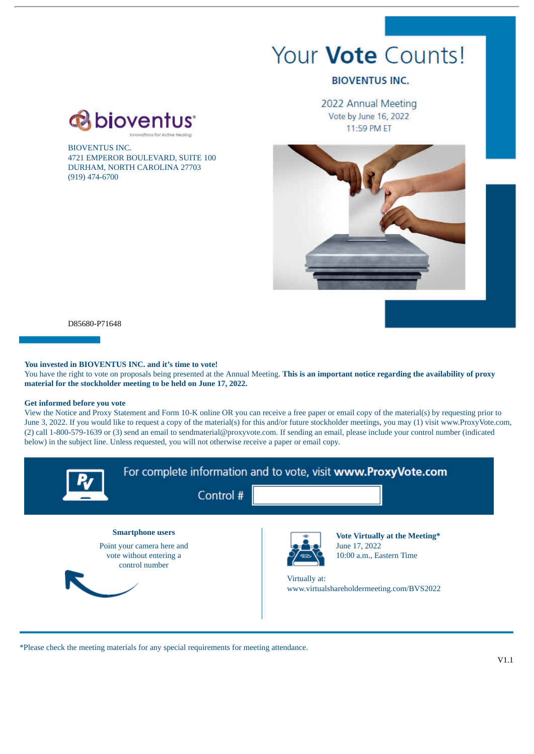# Your **Vote** Counts!

**BIOVENTUS INC.**

2022 Annual Meeting
Vote by June 16, 2022
11:59 PM ET

bioventus
Innovations For Active Healing

BIOVENTUS INC.
4721 EMPEROR BOULEVARD, SUITE 100
DURHAM, NORTH CAROLINA 27703
(919) 474-6700

D85680-P71648

**You invested in BIOVENTUS INC. and it's time to vote!**
You have the right to vote on proposals being presented at the Annual Meeting. **This is an important notice regarding the availability of proxy material for the stockholder meeting to be held on June 17, 2022.**

**Get informed before you vote**
View the Notice and Proxy Statement and Form 10-K online OR you can receive a free paper or email copy of the material(s) by requesting prior to June 3, 2022. If you would like to request a copy of the material(s) for this and/or future stockholder meetings, you may (1) visit www.ProxyVote.com, (2) call 1-800-579-1639 or (3) send an email to sendmaterial@proxyvote.com. If sending an email, please include your control number (indicated below) in the subject line. Unless requested, you will not otherwise receive a paper or email copy.

For complete information and to vote, visit **www.ProxyVote.com**

Control #

**Smartphone users**

Point your camera here and vote without entering a control number

**Vote Virtually at the Meeting***
June 17, 2022
10:00 a.m., Eastern Time

Virtually at:
www.virtualshareholdermeeting.com/BVS2022

*Please check the meeting materials for any special requirements for meeting attendance.

V1.1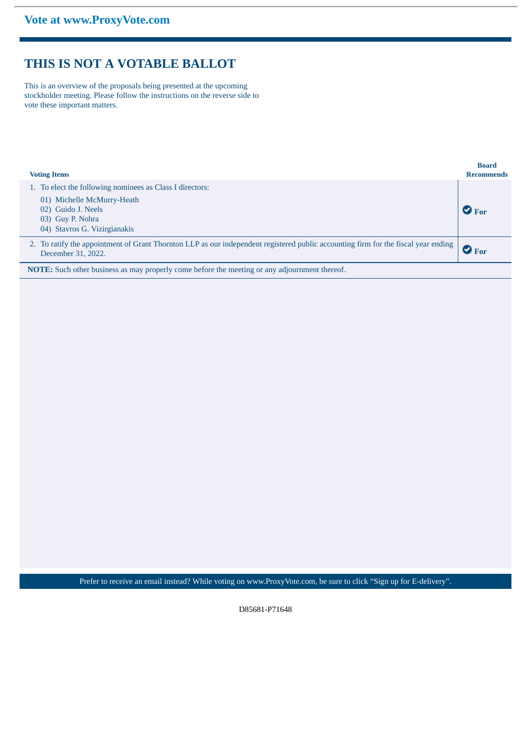**Vote at www.ProxyVote.com**

# THIS IS NOT A VOTABLE BALLOT

This is an overview of the proposals being presented at the upcoming stockholder meeting. Please follow the instructions on the reverse side to vote these important matters.

| Voting Items | Board Recommends |
|---|---|
| 1. To elect the following nominees as Class I directors:<br>01) Michelle McMurry-Heath<br>02) Guido J. Neels<br>03) Guy P. Nohra<br>04) Stavros G. Vizirgianakis | For |
| 2. To ratify the appointment of Grant Thornton LLP as our independent registered public accounting firm for the fiscal year ending December 31, 2022. | For |

**NOTE:** Such other business as may properly come before the meeting or any adjournment thereof.

Prefer to receive an email instead? While voting on www.ProxyVote.com, be sure to click “Sign up for E-delivery”.

D85681-P71648